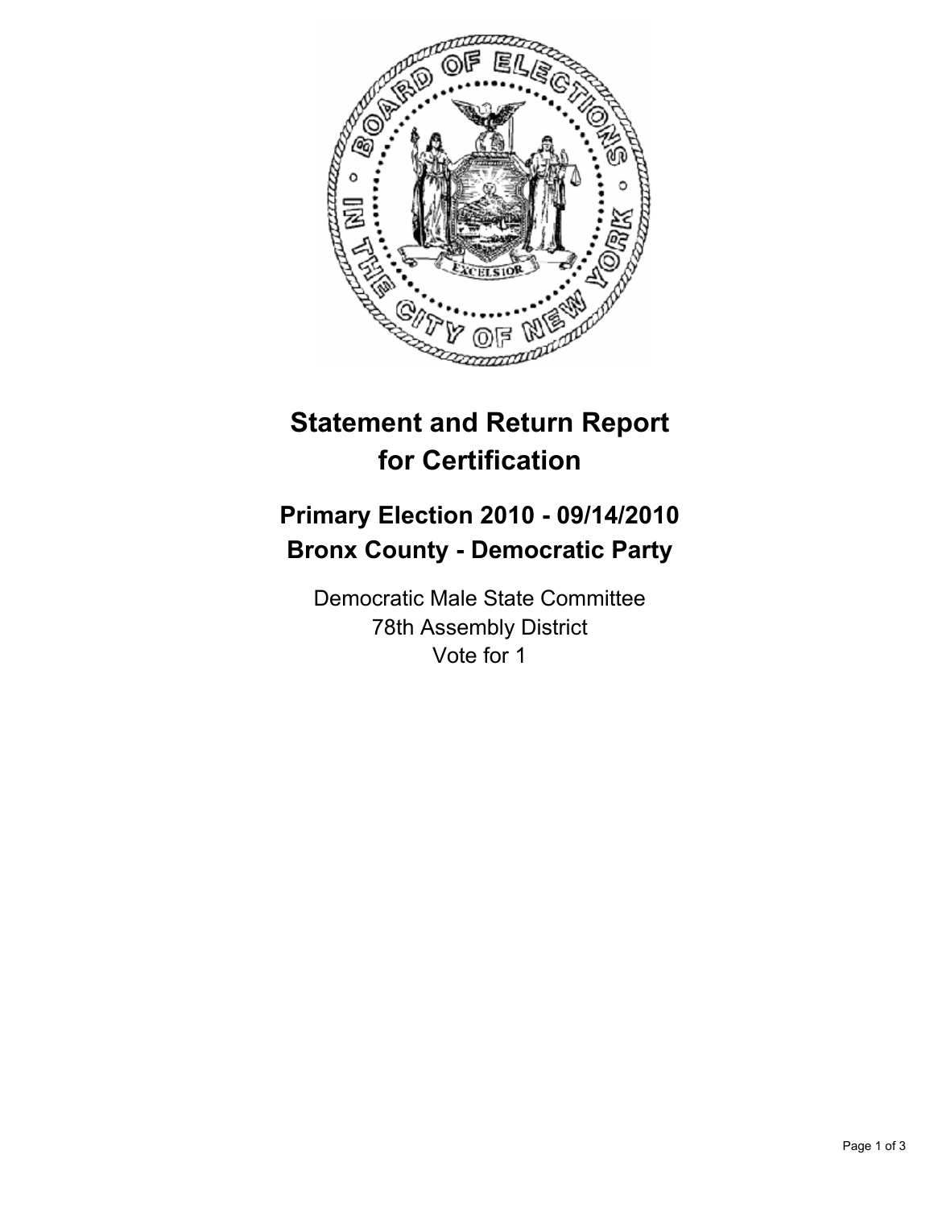# Statement and Return Report for Certification

## Primary Election 2010 - 09/14/2010
## Bronx County - Democratic Party

Democratic Male State Committee
78th Assembly District
Vote for 1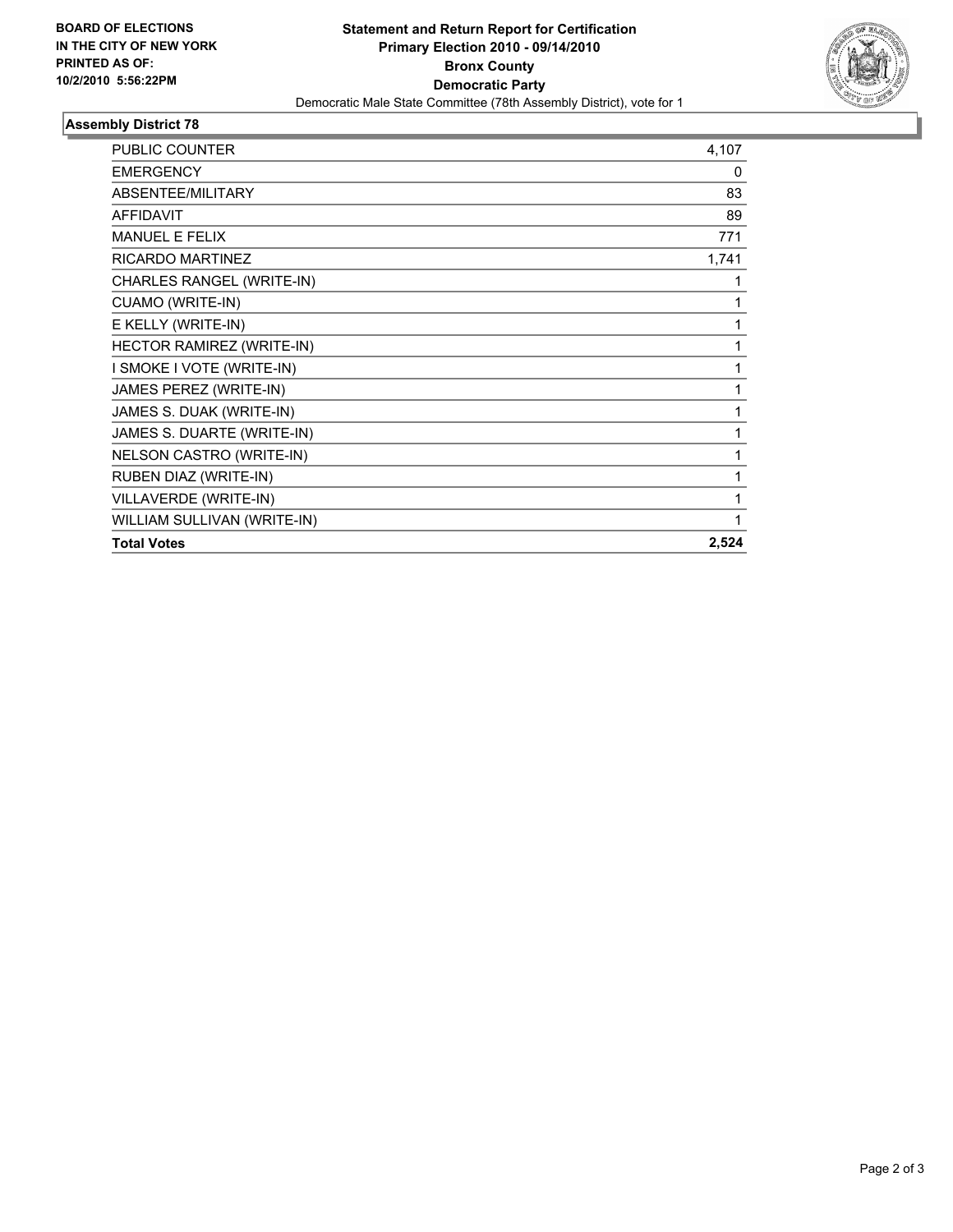**BOARD OF ELECTIONS IN THE CITY OF NEW YORK PRINTED AS OF: 10/2/2010 5:56:22PM**

# Statement and Return Report for Certification
## Primary Election 2010 - 09/14/2010
## Bronx County
## Democratic Party

Democratic Male State Committee (78th Assembly District), vote for 1

### Assembly District 78

| | |
|---|---|
| PUBLIC COUNTER | 4,107 |
| EMERGENCY | 0 |
| ABSENTEE/MILITARY | 83 |
| AFFIDAVIT | 89 |
| MANUEL E FELIX | 771 |
| RICARDO MARTINEZ | 1,741 |
| CHARLES RANGEL (WRITE-IN) | 1 |
| CUAMO (WRITE-IN) | 1 |
| E KELLY (WRITE-IN) | 1 |
| HECTOR RAMIREZ (WRITE-IN) | 1 |
| I SMOKE I VOTE (WRITE-IN) | 1 |
| JAMES PEREZ (WRITE-IN) | 1 |
| JAMES S. DUAK (WRITE-IN) | 1 |
| JAMES S. DUARTE (WRITE-IN) | 1 |
| NELSON CASTRO (WRITE-IN) | 1 |
| RUBEN DIAZ (WRITE-IN) | 1 |
| VILLAVERDE (WRITE-IN) | 1 |
| WILLIAM SULLIVAN (WRITE-IN) | 1 |
| **Total Votes** | **2,524** |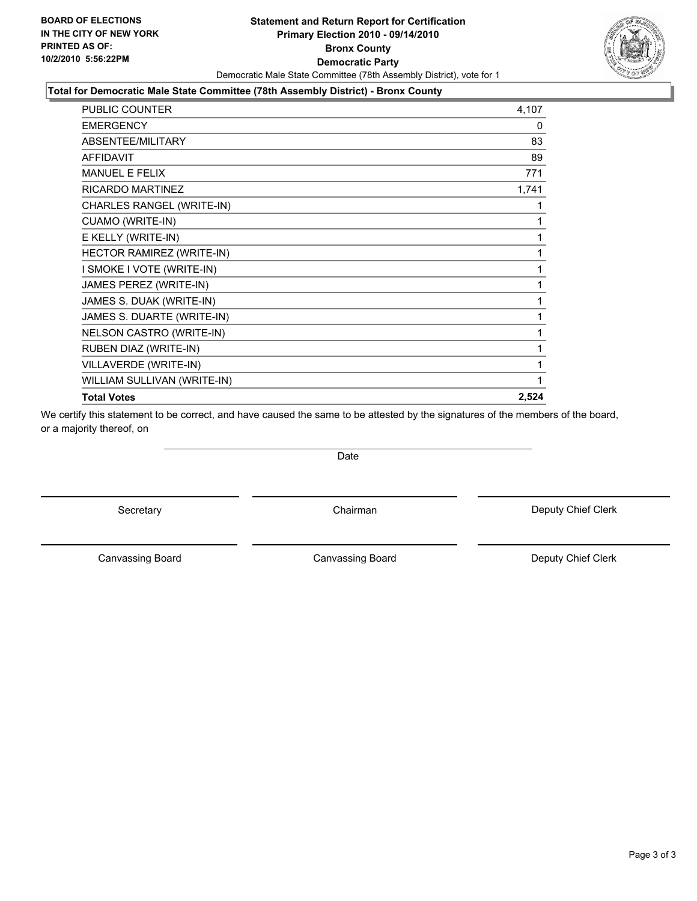**BOARD OF ELECTIONS**
**IN THE CITY OF NEW YORK**
**PRINTED AS OF:**
**10/2/2010 5:56:22PM**

# Statement and Return Report for Certification
## Primary Election 2010 - 09/14/2010
## Bronx County
## Democratic Party

Democratic Male State Committee (78th Assembly District), vote for 1

**Total for Democratic Male State Committee (78th Assembly District) - Bronx County**

| | |
|---|---|
| PUBLIC COUNTER | 4,107 |
| EMERGENCY | 0 |
| ABSENTEE/MILITARY | 83 |
| AFFIDAVIT | 89 |
| MANUEL E FELIX | 771 |
| RICARDO MARTINEZ | 1,741 |
| CHARLES RANGEL (WRITE-IN) | 1 |
| CUAMO (WRITE-IN) | 1 |
| E KELLY (WRITE-IN) | 1 |
| HECTOR RAMIREZ (WRITE-IN) | 1 |
| I SMOKE I VOTE (WRITE-IN) | 1 |
| JAMES PEREZ (WRITE-IN) | 1 |
| JAMES S. DUAK (WRITE-IN) | 1 |
| JAMES S. DUARTE (WRITE-IN) | 1 |
| NELSON CASTRO (WRITE-IN) | 1 |
| RUBEN DIAZ (WRITE-IN) | 1 |
| VILLAVERDE (WRITE-IN) | 1 |
| WILLIAM SULLIVAN (WRITE-IN) | 1 |
| **Total Votes** | **2,524** |

We certify this statement to be correct, and have caused the same to be attested by the signatures of the members of the board, or a majority thereof, on

Date

Secretary | Chairman | Deputy Chief Clerk

Canvassing Board | Canvassing Board | Deputy Chief Clerk